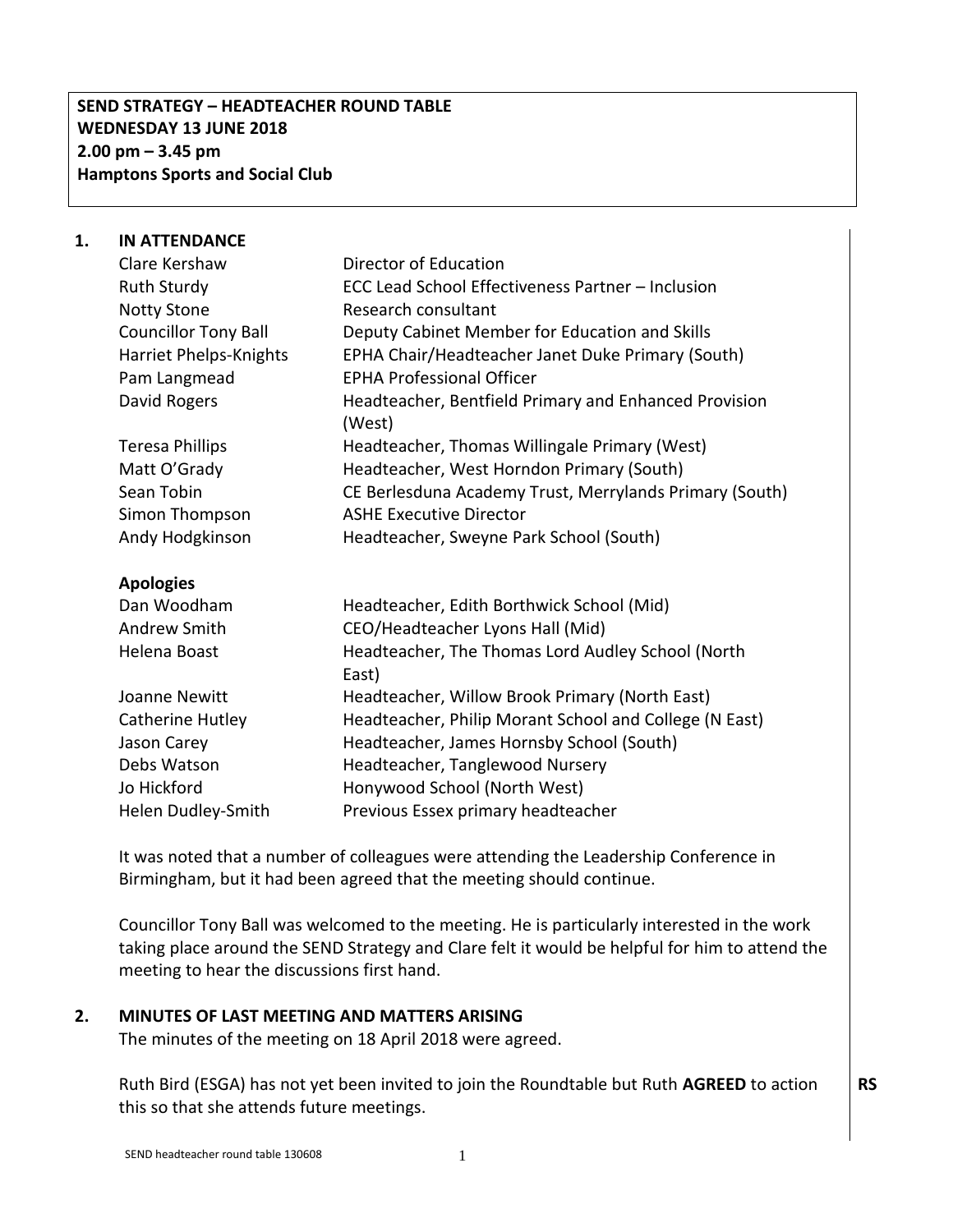**SEND STRATEGY – HEADTEACHER ROUND TABLE**
**WEDNESDAY 13 JUNE 2018**
**2.00 pm – 3.45 pm**
**Hamptons Sports and Social Club**

## 1. IN ATTENDANCE

| | |
|---|---|
| Clare Kershaw | Director of Education |
| Ruth Sturdy | ECC Lead School Effectiveness Partner – Inclusion |
| Notty Stone | Research consultant |
| Councillor Tony Ball | Deputy Cabinet Member for Education and Skills |
| Harriet Phelps-Knights | EPHA Chair/Headteacher Janet Duke Primary (South) |
| Pam Langmead | EPHA Professional Officer |
| David Rogers | Headteacher, Bentfield Primary and Enhanced Provision (West) |
| Teresa Phillips | Headteacher, Thomas Willingale Primary (West) |
| Matt O'Grady | Headteacher, West Horndon Primary (South) |
| Sean Tobin | CE Berlesduna Academy Trust, Merrylands Primary (South) |
| Simon Thompson | ASHE Executive Director |
| Andy Hodgkinson | Headteacher, Sweyne Park School (South) |

**Apologies**

| | |
|---|---|
| Dan Woodham | Headteacher, Edith Borthwick School (Mid) |
| Andrew Smith | CEO/Headteacher Lyons Hall (Mid) |
| Helena Boast | Headteacher, The Thomas Lord Audley School (North East) |
| Joanne Newitt | Headteacher, Willow Brook Primary (North East) |
| Catherine Hutley | Headteacher, Philip Morant School and College (N East) |
| Jason Carey | Headteacher, James Hornsby School (South) |
| Debs Watson | Headteacher, Tanglewood Nursery |
| Jo Hickford | Honywood School (North West) |
| Helen Dudley-Smith | Previous Essex primary headteacher |

It was noted that a number of colleagues were attending the Leadership Conference in Birmingham, but it had been agreed that the meeting should continue.

Councillor Tony Ball was welcomed to the meeting. He is particularly interested in the work taking place around the SEND Strategy and Clare felt it would be helpful for him to attend the meeting to hear the discussions first hand.

## 2. MINUTES OF LAST MEETING AND MATTERS ARISING

The minutes of the meeting on 18 April 2018 were agreed.

Ruth Bird (ESGA) has not yet been invited to join the Roundtable but Ruth **AGREED** to action this so that she attends future meetings. **RS**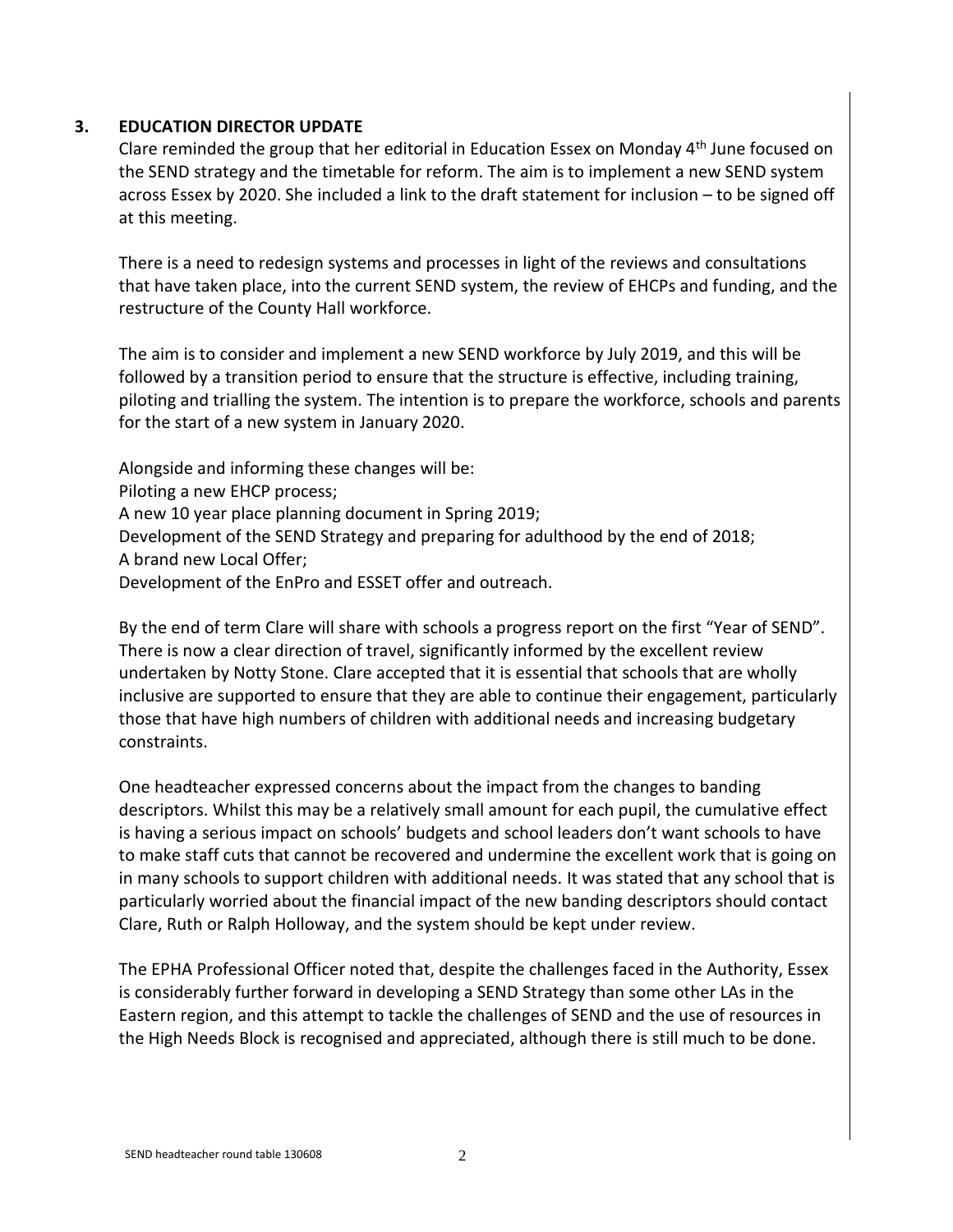## 3. EDUCATION DIRECTOR UPDATE

Clare reminded the group that her editorial in Education Essex on Monday 4th June focused on the SEND strategy and the timetable for reform. The aim is to implement a new SEND system across Essex by 2020. She included a link to the draft statement for inclusion – to be signed off at this meeting.

There is a need to redesign systems and processes in light of the reviews and consultations that have taken place, into the current SEND system, the review of EHCPs and funding, and the restructure of the County Hall workforce.

The aim is to consider and implement a new SEND workforce by July 2019, and this will be followed by a transition period to ensure that the structure is effective, including training, piloting and trialling the system. The intention is to prepare the workforce, schools and parents for the start of a new system in January 2020.

Alongside and informing these changes will be:
Piloting a new EHCP process;
A new 10 year place planning document in Spring 2019;
Development of the SEND Strategy and preparing for adulthood by the end of 2018;
A brand new Local Offer;
Development of the EnPro and ESSET offer and outreach.

By the end of term Clare will share with schools a progress report on the first "Year of SEND". There is now a clear direction of travel, significantly informed by the excellent review undertaken by Notty Stone. Clare accepted that it is essential that schools that are wholly inclusive are supported to ensure that they are able to continue their engagement, particularly those that have high numbers of children with additional needs and increasing budgetary constraints.

One headteacher expressed concerns about the impact from the changes to banding descriptors. Whilst this may be a relatively small amount for each pupil, the cumulative effect is having a serious impact on schools' budgets and school leaders don't want schools to have to make staff cuts that cannot be recovered and undermine the excellent work that is going on in many schools to support children with additional needs. It was stated that any school that is particularly worried about the financial impact of the new banding descriptors should contact Clare, Ruth or Ralph Holloway, and the system should be kept under review.

The EPHA Professional Officer noted that, despite the challenges faced in the Authority, Essex is considerably further forward in developing a SEND Strategy than some other LAs in the Eastern region, and this attempt to tackle the challenges of SEND and the use of resources in the High Needs Block is recognised and appreciated, although there is still much to be done.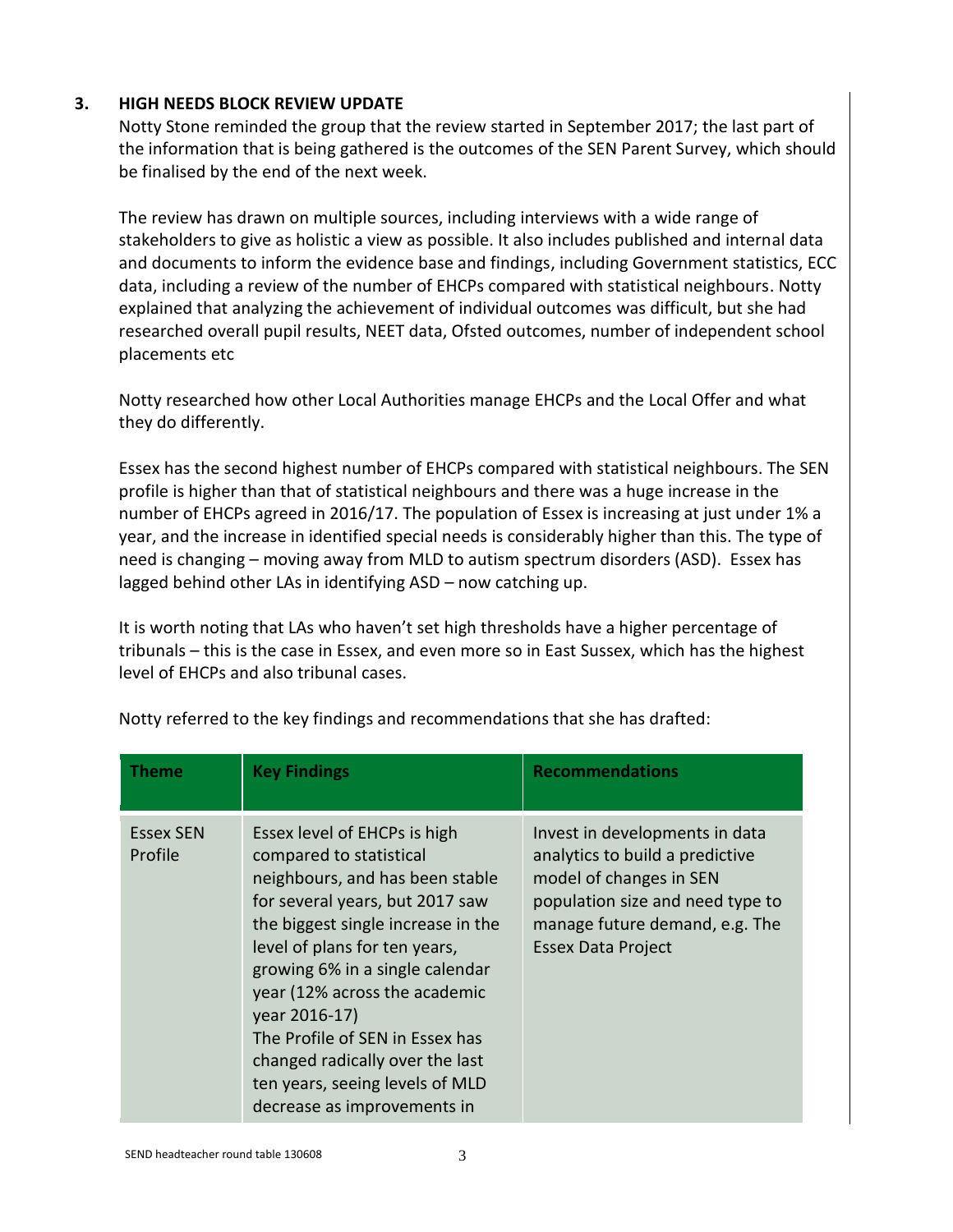## 3. HIGH NEEDS BLOCK REVIEW UPDATE

Notty Stone reminded the group that the review started in September 2017; the last part of the information that is being gathered is the outcomes of the SEN Parent Survey, which should be finalised by the end of the next week.

The review has drawn on multiple sources, including interviews with a wide range of stakeholders to give as holistic a view as possible. It also includes published and internal data and documents to inform the evidence base and findings, including Government statistics, ECC data, including a review of the number of EHCPs compared with statistical neighbours. Notty explained that analyzing the achievement of individual outcomes was difficult, but she had researched overall pupil results, NEET data, Ofsted outcomes, number of independent school placements etc

Notty researched how other Local Authorities manage EHCPs and the Local Offer and what they do differently.

Essex has the second highest number of EHCPs compared with statistical neighbours. The SEN profile is higher than that of statistical neighbours and there was a huge increase in the number of EHCPs agreed in 2016/17. The population of Essex is increasing at just under 1% a year, and the increase in identified special needs is considerably higher than this. The type of need is changing – moving away from MLD to autism spectrum disorders (ASD). Essex has lagged behind other LAs in identifying ASD – now catching up.

It is worth noting that LAs who haven't set high thresholds have a higher percentage of tribunals – this is the case in Essex, and even more so in East Sussex, which has the highest level of EHCPs and also tribunal cases.

Notty referred to the key findings and recommendations that she has drafted:

| Theme | Key Findings | Recommendations |
|---|---|---|
| Essex SEN Profile | Essex level of EHCPs is high compared to statistical neighbours, and has been stable for several years, but 2017 saw the biggest single increase in the level of plans for ten years, growing 6% in a single calendar year (12% across the academic year 2016-17)<br>The Profile of SEN in Essex has changed radically over the last ten years, seeing levels of MLD decrease as improvements in | Invest in developments in data analytics to build a predictive model of changes in SEN population size and need type to manage future demand, e.g. The Essex Data Project |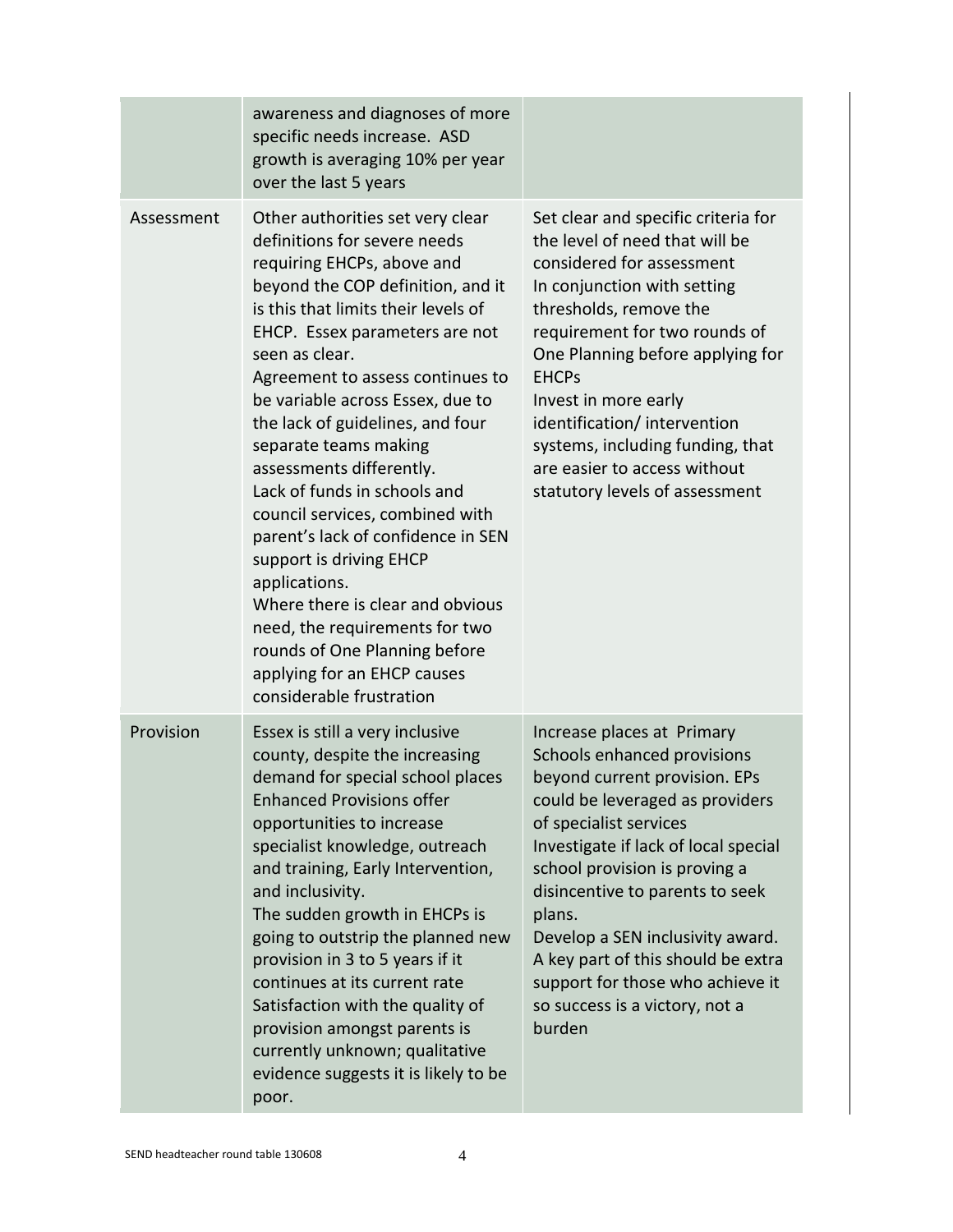| | | |
|---|---|---|
| | awareness and diagnoses of more specific needs increase. ASD growth is averaging 10% per year over the last 5 years | |
| Assessment | Other authorities set very clear definitions for severe needs requiring EHCPs, above and beyond the COP definition, and it is this that limits their levels of EHCP. Essex parameters are not seen as clear.<br>Agreement to assess continues to be variable across Essex, due to the lack of guidelines, and four separate teams making assessments differently.<br>Lack of funds in schools and council services, combined with parent's lack of confidence in SEN support is driving EHCP applications.<br>Where there is clear and obvious need, the requirements for two rounds of One Planning before applying for an EHCP causes considerable frustration | Set clear and specific criteria for the level of need that will be considered for assessment<br>In conjunction with setting thresholds, remove the requirement for two rounds of One Planning before applying for EHCPs<br>Invest in more early identification/ intervention systems, including funding, that are easier to access without statutory levels of assessment |
| Provision | Essex is still a very inclusive county, despite the increasing demand for special school places<br>Enhanced Provisions offer opportunities to increase specialist knowledge, outreach and training, Early Intervention, and inclusivity.<br>The sudden growth in EHCPs is going to outstrip the planned new provision in 3 to 5 years if it continues at its current rate<br>Satisfaction with the quality of provision amongst parents is currently unknown; qualitative evidence suggests it is likely to be poor. | Increase places at Primary Schools enhanced provisions beyond current provision. EPs could be leveraged as providers of specialist services<br>Investigate if lack of local special school provision is proving a disincentive to parents to seek plans.<br>Develop a SEN inclusivity award. A key part of this should be extra support for those who achieve it so success is a victory, not a burden |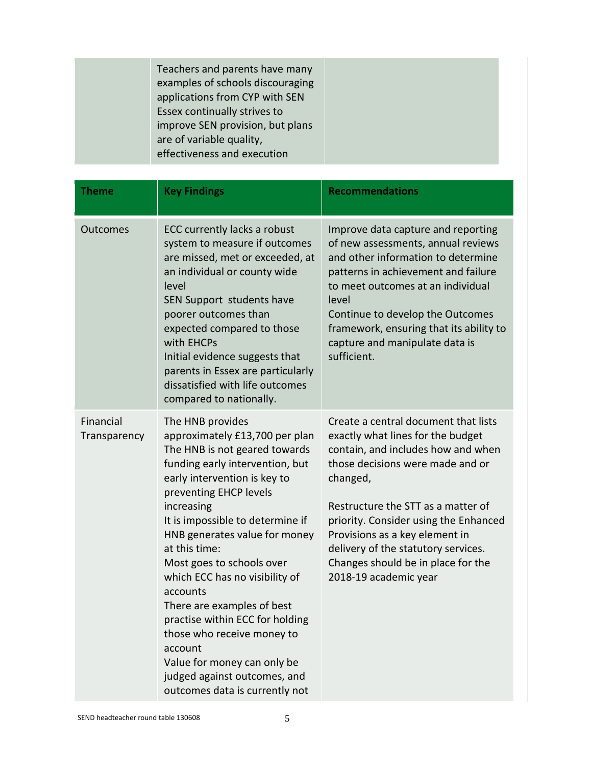| | | |
|---|---|---|
| | Teachers and parents have many examples of schools discouraging applications from CYP with SEN<br>Essex continually strives to improve SEN provision, but plans are of variable quality, effectiveness and execution | |

| Theme | Key Findings | Recommendations |
|---|---|---|
| Outcomes | ECC currently lacks a robust system to measure if outcomes are missed, met or exceeded, at an individual or county wide level<br>SEN Support students have poorer outcomes than expected compared to those with EHCPs<br>Initial evidence suggests that parents in Essex are particularly dissatisfied with life outcomes compared to nationally. | Improve data capture and reporting of new assessments, annual reviews and other information to determine patterns in achievement and failure to meet outcomes at an individual level<br>Continue to develop the Outcomes framework, ensuring that its ability to capture and manipulate data is sufficient. |
| Financial Transparency | The HNB provides approximately £13,700 per plan<br>The HNB is not geared towards funding early intervention, but early intervention is key to preventing EHCP levels increasing<br>It is impossible to determine if HNB generates value for money at this time:<br>Most goes to schools over which ECC has no visibility of accounts<br>There are examples of best practise within ECC for holding those who receive money to account<br>Value for money can only be judged against outcomes, and outcomes data is currently not | Create a central document that lists exactly what lines for the budget contain, and includes how and when those decisions were made and or changed,<br><br>Restructure the STT as a matter of priority. Consider using the Enhanced Provisions as a key element in delivery of the statutory services. Changes should be in place for the 2018-19 academic year |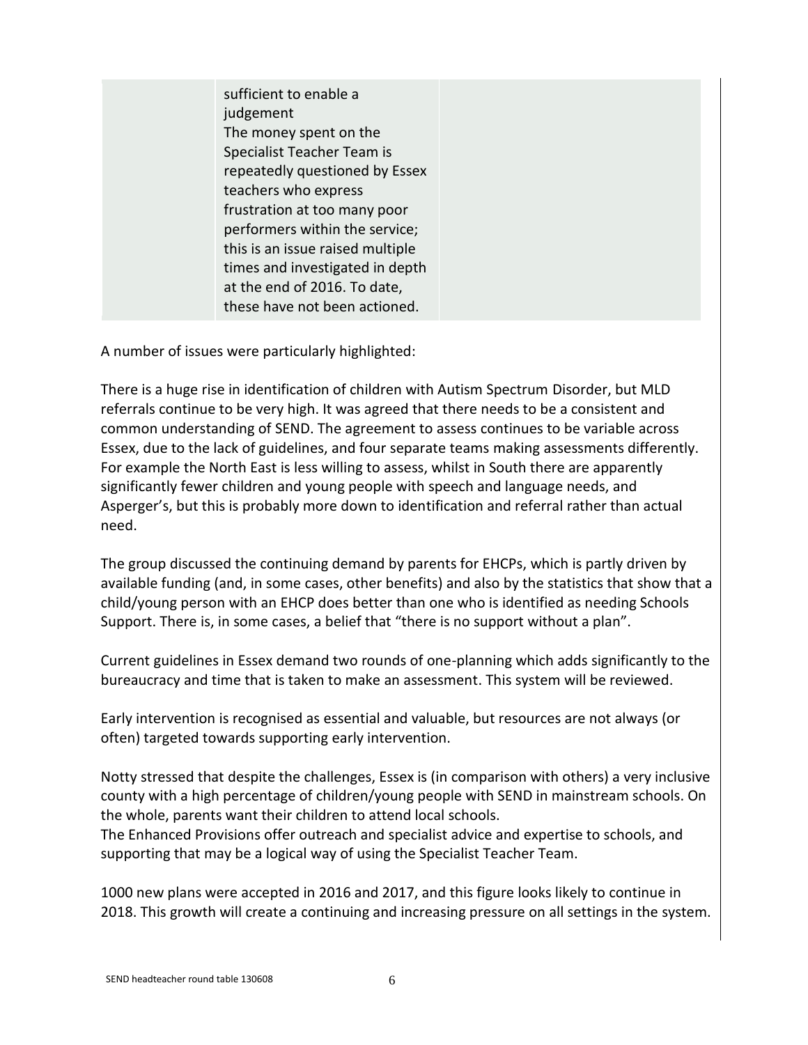| | | |
|---|---|---|
| | sufficient to enable a judgement<br>The money spent on the Specialist Teacher Team is repeatedly questioned by Essex teachers who express frustration at too many poor performers within the service; this is an issue raised multiple times and investigated in depth at the end of 2016. To date, these have not been actioned. | |

A number of issues were particularly highlighted:

There is a huge rise in identification of children with Autism Spectrum Disorder, but MLD referrals continue to be very high. It was agreed that there needs to be a consistent and common understanding of SEND. The agreement to assess continues to be variable across Essex, due to the lack of guidelines, and four separate teams making assessments differently. For example the North East is less willing to assess, whilst in South there are apparently significantly fewer children and young people with speech and language needs, and Asperger's, but this is probably more down to identification and referral rather than actual need.

The group discussed the continuing demand by parents for EHCPs, which is partly driven by available funding (and, in some cases, other benefits) and also by the statistics that show that a child/young person with an EHCP does better than one who is identified as needing Schools Support. There is, in some cases, a belief that "there is no support without a plan".

Current guidelines in Essex demand two rounds of one-planning which adds significantly to the bureaucracy and time that is taken to make an assessment. This system will be reviewed.

Early intervention is recognised as essential and valuable, but resources are not always (or often) targeted towards supporting early intervention.

Notty stressed that despite the challenges, Essex is (in comparison with others) a very inclusive county with a high percentage of children/young people with SEND in mainstream schools. On the whole, parents want their children to attend local schools.
The Enhanced Provisions offer outreach and specialist advice and expertise to schools, and supporting that may be a logical way of using the Specialist Teacher Team.

1000 new plans were accepted in 2016 and 2017, and this figure looks likely to continue in 2018. This growth will create a continuing and increasing pressure on all settings in the system.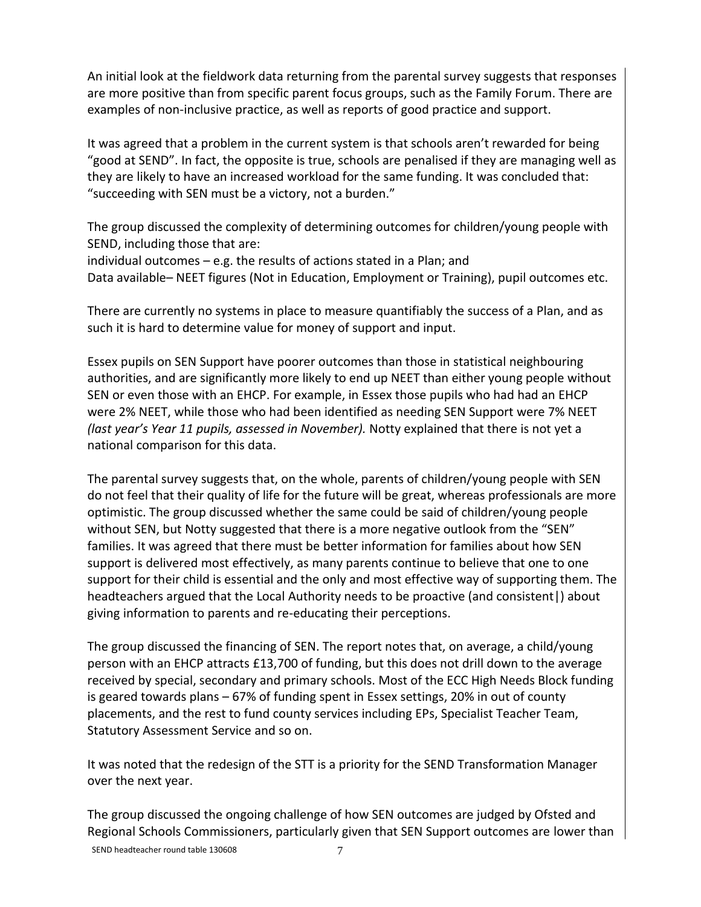An initial look at the fieldwork data returning from the parental survey suggests that responses are more positive than from specific parent focus groups, such as the Family Forum. There are examples of non-inclusive practice, as well as reports of good practice and support.

It was agreed that a problem in the current system is that schools aren't rewarded for being "good at SEND". In fact, the opposite is true, schools are penalised if they are managing well as they are likely to have an increased workload for the same funding. It was concluded that: "succeeding with SEN must be a victory, not a burden."

The group discussed the complexity of determining outcomes for children/young people with SEND, including those that are:
individual outcomes – e.g. the results of actions stated in a Plan; and
Data available– NEET figures (Not in Education, Employment or Training), pupil outcomes etc.

There are currently no systems in place to measure quantifiably the success of a Plan, and as such it is hard to determine value for money of support and input.

Essex pupils on SEN Support have poorer outcomes than those in statistical neighbouring authorities, and are significantly more likely to end up NEET than either young people without SEN or even those with an EHCP. For example, in Essex those pupils who had had an EHCP were 2% NEET, while those who had been identified as needing SEN Support were 7% NEET *(last year's Year 11 pupils, assessed in November).* Notty explained that there is not yet a national comparison for this data.

The parental survey suggests that, on the whole, parents of children/young people with SEN do not feel that their quality of life for the future will be great, whereas professionals are more optimistic. The group discussed whether the same could be said of children/young people without SEN, but Notty suggested that there is a more negative outlook from the "SEN" families. It was agreed that there must be better information for families about how SEN support is delivered most effectively, as many parents continue to believe that one to one support for their child is essential and the only and most effective way of supporting them. The headteachers argued that the Local Authority needs to be proactive (and consistent|) about giving information to parents and re-educating their perceptions.

The group discussed the financing of SEN. The report notes that, on average, a child/young person with an EHCP attracts £13,700 of funding, but this does not drill down to the average received by special, secondary and primary schools. Most of the ECC High Needs Block funding is geared towards plans – 67% of funding spent in Essex settings, 20% in out of county placements, and the rest to fund county services including EPs, Specialist Teacher Team, Statutory Assessment Service and so on.

It was noted that the redesign of the STT is a priority for the SEND Transformation Manager over the next year.

The group discussed the ongoing challenge of how SEN outcomes are judged by Ofsted and Regional Schools Commissioners, particularly given that SEN Support outcomes are lower than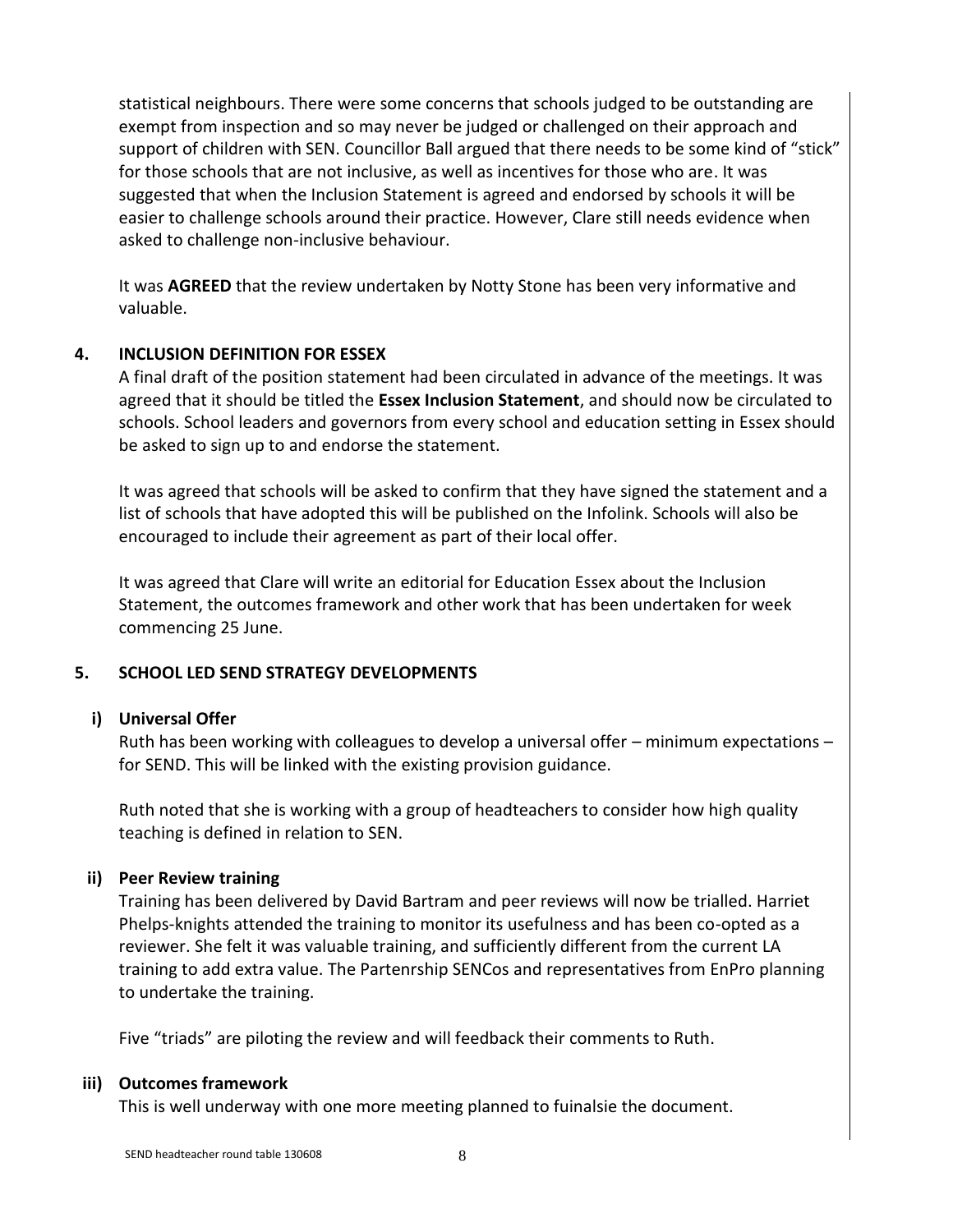statistical neighbours. There were some concerns that schools judged to be outstanding are exempt from inspection and so may never be judged or challenged on their approach and support of children with SEN. Councillor Ball argued that there needs to be some kind of "stick" for those schools that are not inclusive, as well as incentives for those who are. It was suggested that when the Inclusion Statement is agreed and endorsed by schools it will be easier to challenge schools around their practice. However, Clare still needs evidence when asked to challenge non-inclusive behaviour.

It was **AGREED** that the review undertaken by Notty Stone has been very informative and valuable.

## 4. INCLUSION DEFINITION FOR ESSEX

A final draft of the position statement had been circulated in advance of the meetings. It was agreed that it should be titled the **Essex Inclusion Statement**, and should now be circulated to schools. School leaders and governors from every school and education setting in Essex should be asked to sign up to and endorse the statement.

It was agreed that schools will be asked to confirm that they have signed the statement and a list of schools that have adopted this will be published on the Infolink. Schools will also be encouraged to include their agreement as part of their local offer.

It was agreed that Clare will write an editorial for Education Essex about the Inclusion Statement, the outcomes framework and other work that has been undertaken for week commencing 25 June.

## 5. SCHOOL LED SEND STRATEGY DEVELOPMENTS

### i) Universal Offer

Ruth has been working with colleagues to develop a universal offer – minimum expectations – for SEND. This will be linked with the existing provision guidance.

Ruth noted that she is working with a group of headteachers to consider how high quality teaching is defined in relation to SEN.

### ii) Peer Review training

Training has been delivered by David Bartram and peer reviews will now be trialled. Harriet Phelps-knights attended the training to monitor its usefulness and has been co-opted as a reviewer. She felt it was valuable training, and sufficiently different from the current LA training to add extra value. The Partenrship SENCos and representatives from EnPro planning to undertake the training.

Five "triads" are piloting the review and will feedback their comments to Ruth.

### iii) Outcomes framework

This is well underway with one more meeting planned to fuinalsie the document.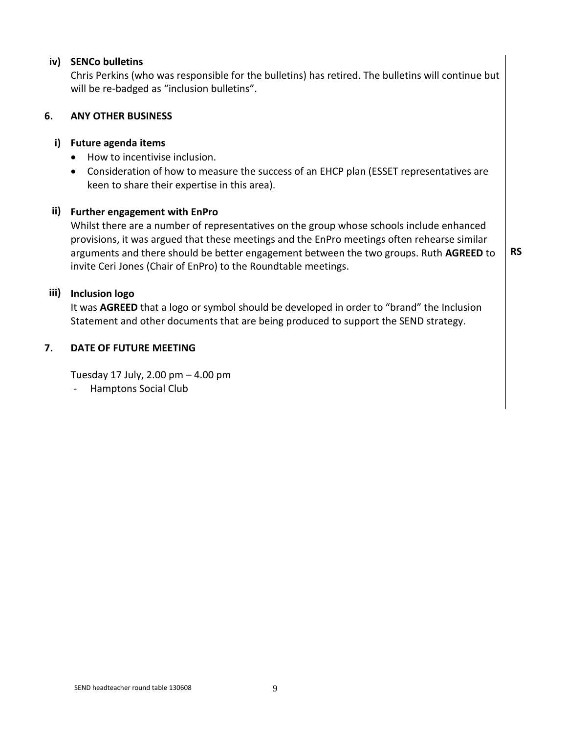**iv) SENCo bulletins**

Chris Perkins (who was responsible for the bulletins) has retired. The bulletins will continue but will be re-badged as "inclusion bulletins".

## 6. ANY OTHER BUSINESS

**i) Future agenda items**

- How to incentivise inclusion.
- Consideration of how to measure the success of an EHCP plan (ESSET representatives are keen to share their expertise in this area).

**ii) Further engagement with EnPro**

Whilst there are a number of representatives on the group whose schools include enhanced provisions, it was argued that these meetings and the EnPro meetings often rehearse similar arguments and there should be better engagement between the two groups. Ruth **AGREED** to invite Ceri Jones (Chair of EnPro) to the Roundtable meetings. **RS**

**iii) Inclusion logo**

It was **AGREED** that a logo or symbol should be developed in order to "brand" the Inclusion Statement and other documents that are being produced to support the SEND strategy.

## 7. DATE OF FUTURE MEETING

Tuesday 17 July, 2.00 pm – 4.00 pm

- Hamptons Social Club